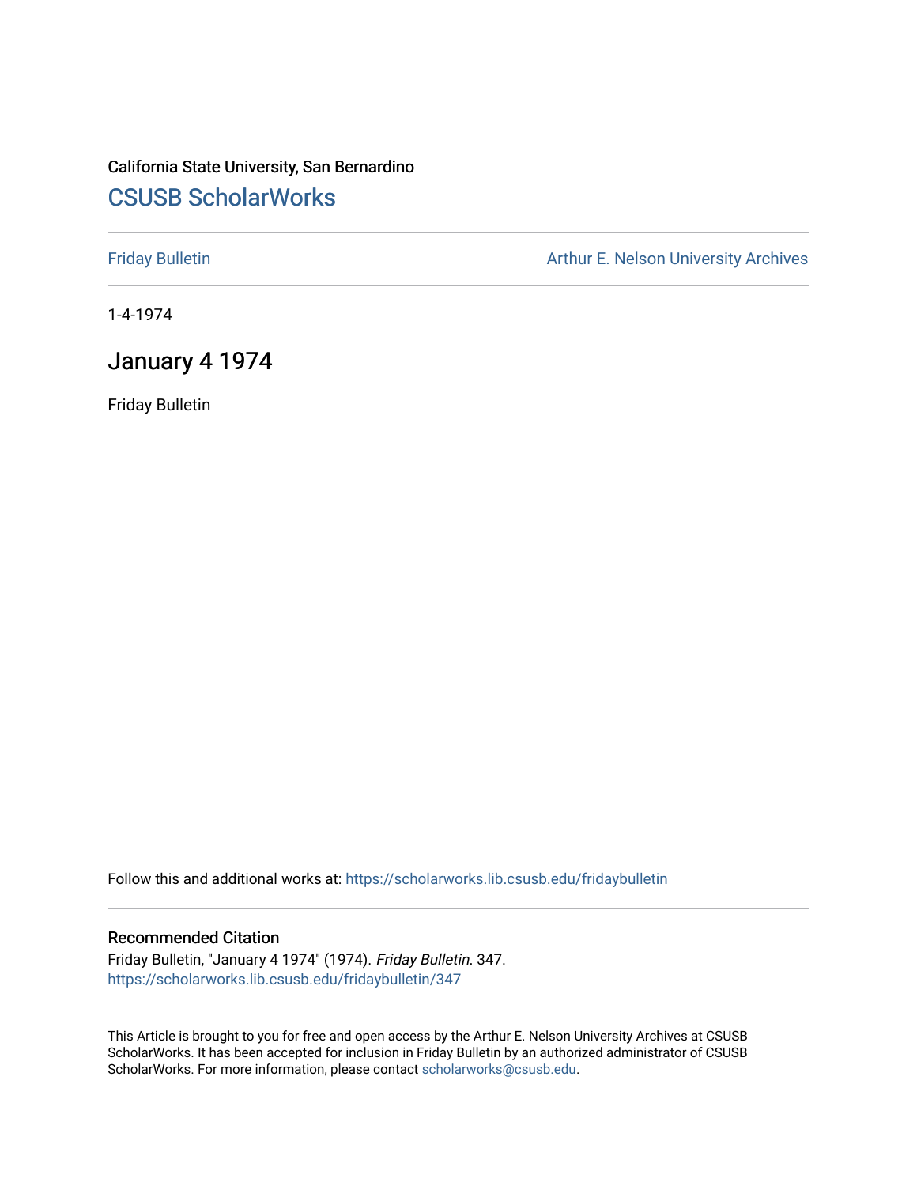California State University, San Bernardino

# CSUSB ScholarWorks

Friday Bulletin

Arthur E. Nelson University Archives

1-4-1974

## January 4 1974

Friday Bulletin

Follow this and additional works at: https://scholarworks.lib.csusb.edu/fridaybulletin

### Recommended Citation

Friday Bulletin, "January 4 1974" (1974). *Friday Bulletin*. 347.
https://scholarworks.lib.csusb.edu/fridaybulletin/347

This Article is brought to you for free and open access by the Arthur E. Nelson University Archives at CSUSB ScholarWorks. It has been accepted for inclusion in Friday Bulletin by an authorized administrator of CSUSB ScholarWorks. For more information, please contact scholarworks@csusb.edu.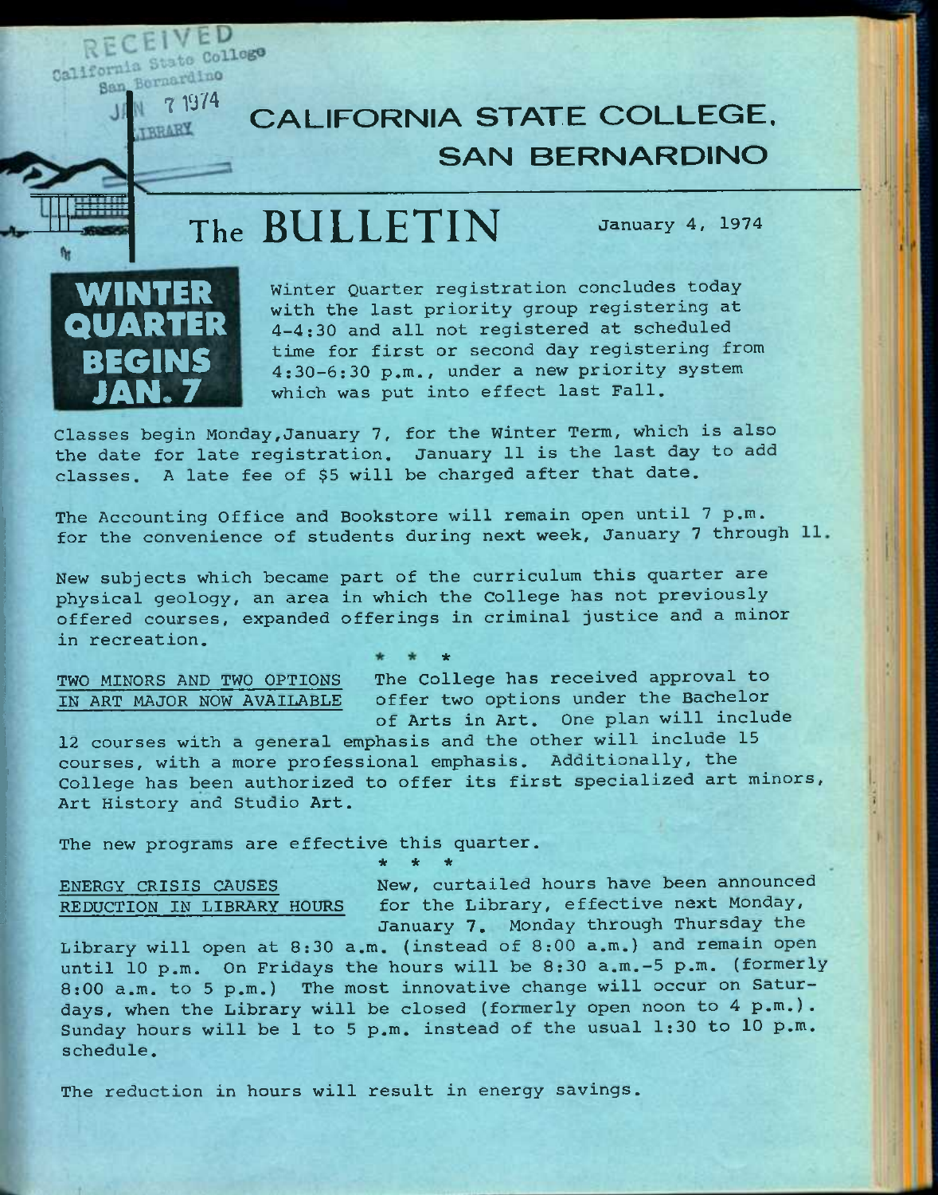RECEIVED
California State College
San Bernardino
JAN 7 1974
LIBRARY

# CALIFORNIA STATE COLLEGE, SAN BERNARDINO

# The BULLETIN

January 4, 1974

**WINTER QUARTER BEGINS JAN. 7**

Winter Quarter registration concludes today with the last priority group registering at 4-4:30 and all not registered at scheduled time for first or second day registering from 4:30-6:30 p.m., under a new priority system which was put into effect last Fall.

Classes begin Monday, January 7, for the Winter Term, which is also the date for late registration. January 11 is the last day to add classes. A late fee of $5 will be charged after that date.

The Accounting Office and Bookstore will remain open until 7 p.m. for the convenience of students during next week, January 7 through 11.

New subjects which became part of the curriculum this quarter are physical geology, an area in which the College has not previously offered courses, expanded offerings in criminal justice and a minor in recreation.

\* \* \*

TWO MINORS AND TWO OPTIONS IN ART MAJOR NOW AVAILABLE

The College has received approval to offer two options under the Bachelor of Arts in Art. One plan will include 12 courses with a general emphasis and the other will include 15 courses, with a more professional emphasis. Additionally, the College has been authorized to offer its first specialized art minors, Art History and Studio Art.

The new programs are effective this quarter.

\* \* \*

ENERGY CRISIS CAUSES REDUCTION IN LIBRARY HOURS

New, curtailed hours have been announced for the Library, effective next Monday, January 7. Monday through Thursday the Library will open at 8:30 a.m. (instead of 8:00 a.m.) and remain open until 10 p.m. On Fridays the hours will be 8:30 a.m.-5 p.m. (formerly 8:00 a.m. to 5 p.m.) The most innovative change will occur on Saturdays, when the Library will be closed (formerly open noon to 4 p.m.). Sunday hours will be 1 to 5 p.m. instead of the usual 1:30 to 10 p.m. schedule.

The reduction in hours will result in energy savings.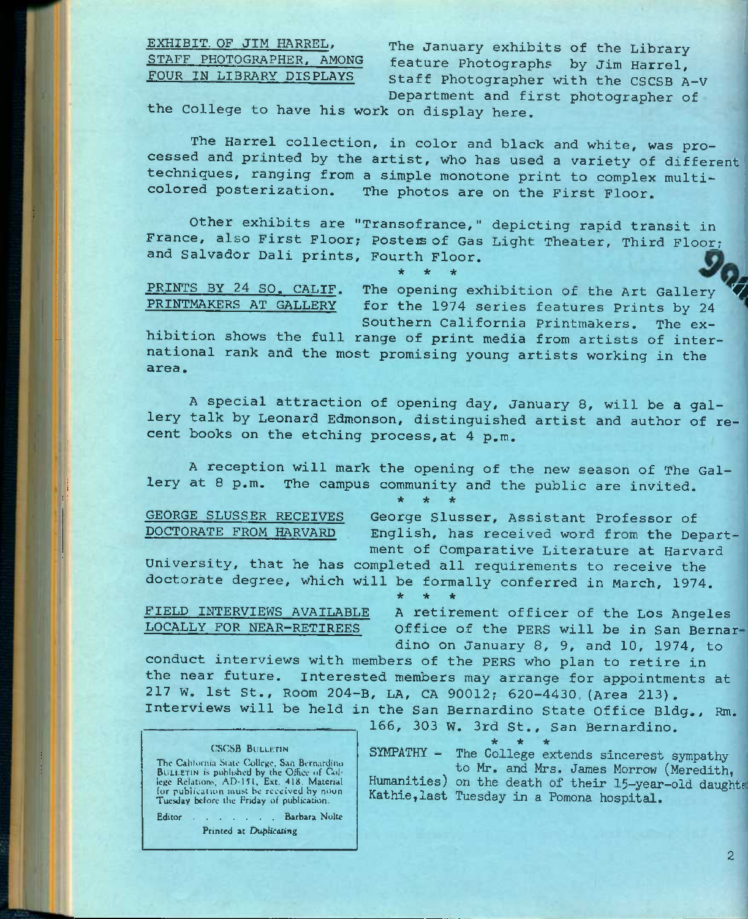**EXHIBIT OF JIM HARREL, STAFF PHOTOGRAPHER, AMONG FOUR IN LIBRARY DISPLAYS**

The January exhibits of the Library feature Photographs by Jim Harrel, Staff Photographer with the CSCSB A-V Department and first photographer of the College to have his work on display here.

The Harrel collection, in color and black and white, was processed and printed by the artist, who has used a variety of different techniques, ranging from a simple monotone print to complex multi-colored posterization. The photos are on the First Floor.

Other exhibits are "Transofrance," depicting rapid transit in France, also First Floor; Posters of Gas Light Theater, Third Floor; and Salvador Dali prints, Fourth Floor.

\* \* \*

**PRINTS BY 24 SO. CALIF. PRINTMAKERS AT GALLERY**

The opening exhibition of the Art Gallery for the 1974 series features Prints by 24 Southern California Printmakers. The exhibition shows the full range of print media from artists of international rank and the most promising young artists working in the area.

A special attraction of opening day, January 8, will be a gallery talk by Leonard Edmonson, distinguished artist and author of recent books on the etching process, at 4 p.m.

A reception will mark the opening of the new season of The Gallery at 8 p.m. The campus community and the public are invited.

\* \* \*

**GEORGE SLUSSER RECEIVES DOCTORATE FROM HARVARD**

George Slusser, Assistant Professor of English, has received word from the Department of Comparative Literature at Harvard University, that he has completed all requirements to receive the doctorate degree, which will be formally conferred in March, 1974.

\* \* \*

**FIELD INTERVIEWS AVAILABLE LOCALLY FOR NEAR-RETIREES**

A retirement officer of the Los Angeles Office of the PERS will be in San Bernardino on January 8, 9, and 10, 1974, to conduct interviews with members of the PERS who plan to retire in the near future. Interested members may arrange for appointments at 217 W. 1st St., Room 204-B, LA, CA 90012; 620-4430 (Area 213). Interviews will be held in the San Bernardino State Office Bldg., Rm. 166, 303 W. 3rd St., San Bernardino.

\* \* \*

SYMPATHY - The College extends sincerest sympathy to Mr. and Mrs. James Morrow (Meredith, Humanities) on the death of their 15-year-old daughter Kathie, last Tuesday in a Pomona hospital.

---

**CSCSB BULLETIN**

The California State College, San Bernardino BULLETIN is published by the Office of College Relations, AD-151, Ext. 418. Material for publication must be received by noon Tuesday before the Friday of publication.

Editor . . . . . . . Barbara Nolte

Printed at *Duplicating*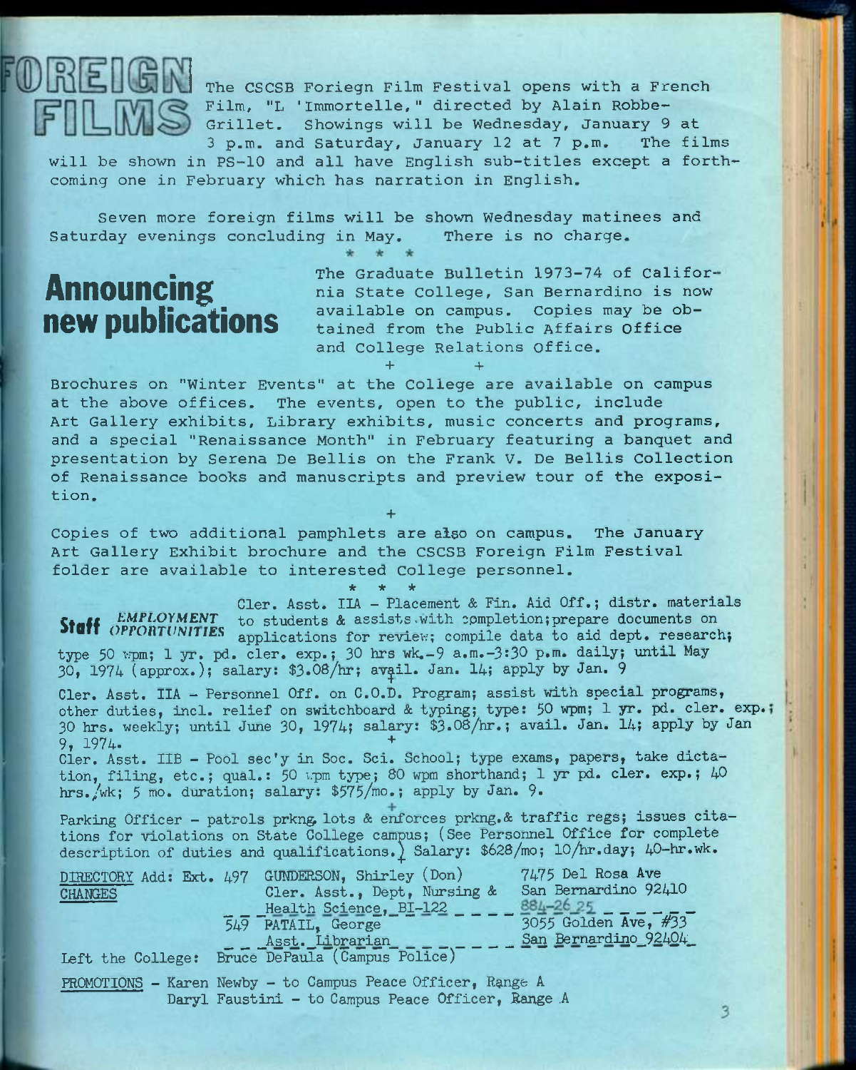## FOREIGN FILMS

The CSCSB Foriegn Film Festival opens with a French Film, "L 'Immortelle," directed by Alain Robbe-Grillet. Showings will be Wednesday, January 9 at 3 p.m. and Saturday, January 12 at 7 p.m. The films will be shown in PS-10 and all have English sub-titles except a forthcoming one in February which has narration in English.

Seven more foreign films will be shown Wednesday matinees and Saturday evenings concluding in May. There is no charge.

\* \* \*

## Announcing new publications

The Graduate Bulletin 1973-74 of California State College, San Bernardino is now available on campus. Copies may be obtained from the Public Affairs Office and College Relations Office.

\+ \+

Brochures on "Winter Events" at the College are available on campus at the above offices. The events, open to the public, include Art Gallery exhibits, Library exhibits, music concerts and programs, and a special "Renaissance Month" in February featuring a banquet and presentation by Serena De Bellis on the Frank V. De Bellis Collection of Renaissance books and manuscripts and preview tour of the exposition.

\+

Copies of two additional pamphlets are also on campus. The January Art Gallery Exhibit brochure and the CSCSB Foreign Film Festival folder are available to interested College personnel.

\* \* \*

## Staff *EMPLOYMENT OPPORTUNITIES*

Cler. Asst. IIA - Placement & Fin. Aid Off.; distr. materials to students & assists with completion; prepare documents on applications for review; compile data to aid dept. research; type 50 wpm; 1 yr. pd. cler. exp.; 30 hrs wk.-9 a.m.-3:30 p.m. daily; until May 30, 1974 (approx.); salary: $3.08/hr; avail. Jan. 14; apply by Jan. 9

\+

Cler. Asst. IIA - Personnel Off. on C.O.D. Program; assist with special programs, other duties, incl. relief on switchboard & typing; type: 50 wpm; 1 yr. pd. cler. exp.; 30 hrs. weekly; until June 30, 1974; salary: $3.08/hr.; avail. Jan. 14; apply by Jan 9, 1974.

\+

Cler. Asst. IIB - Pool sec'y in Soc. Sci. School; type exams, papers, take dictation, filing, etc.; qual.: 50 wpm type; 80 wpm shorthand; 1 yr pd. cler. exp.; 40 hrs./wk; 5 mo. duration; salary: $575/mo.; apply by Jan. 9.

\+

Parking Officer - patrols prkng lots & enforces prkng.& traffic regs; issues citations for violations on State College campus; (See Personnel Office for complete description of duties and qualifications.) Salary: $628/mo; 10/hr.day; 40-hr.wk.

**DIRECTORY CHANGES**

Add: Ext. 497 GUNDERSON, Shirley (Don) — Cler. Asst., Dept, Nursing & Health Science, BI-122 — 7475 Del Rosa Ave, San Bernardino 92410 — 884-2625

549 PATAIL, George — Asst. Librarian — 3055 Golden Ave, #33, San Bernardino 92404

Left the College: Bruce DePaula (Campus Police)

**PROMOTIONS** - Karen Newby - to Campus Peace Officer, Range A
Daryl Faustini - to Campus Peace Officer, Range A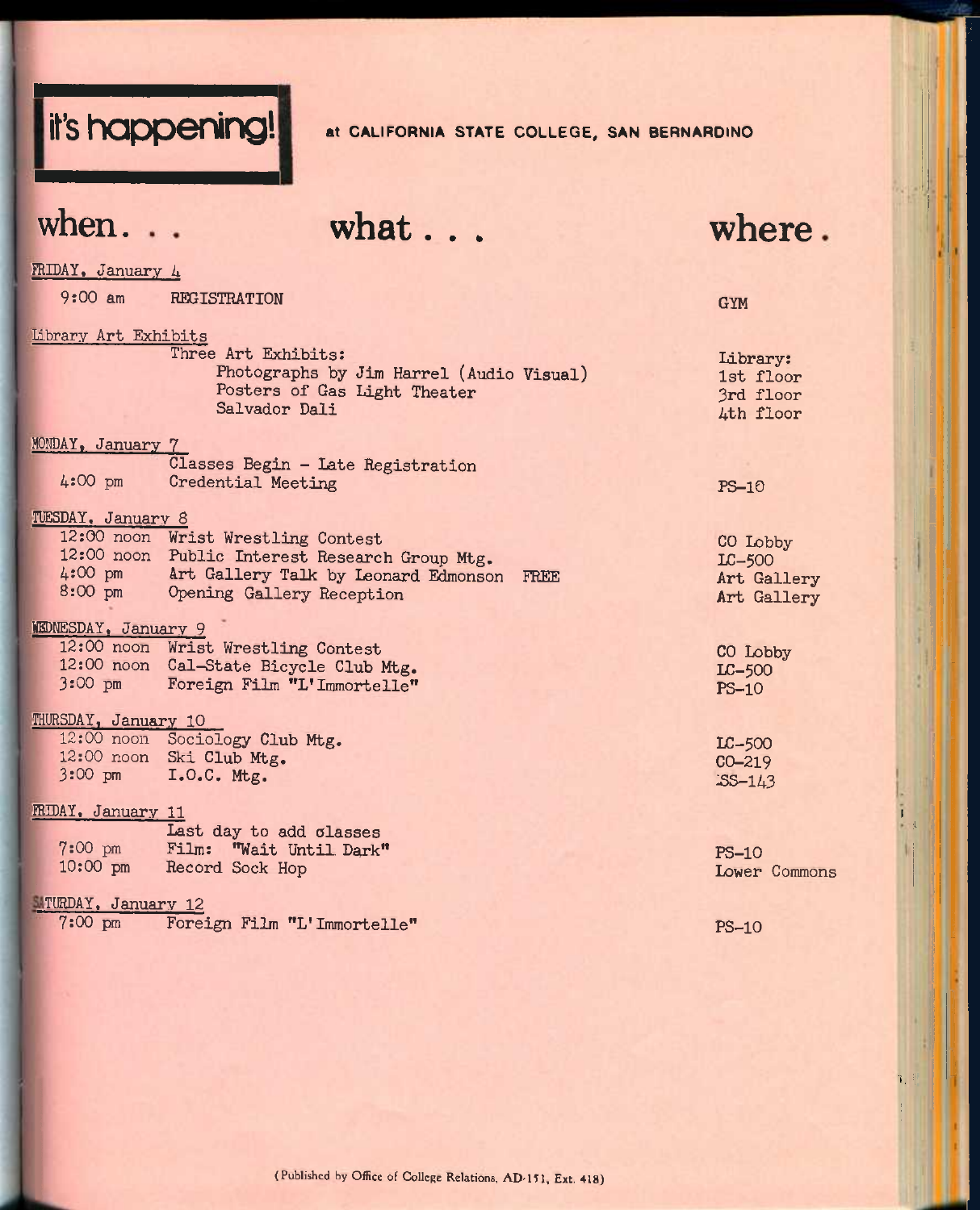# it's happening!

**at CALIFORNIA STATE COLLEGE, SAN BERNARDINO**

| when. . . | what . . . | where. |
|---|---|---|
| **FRIDAY, January 4** | | |
| 9:00 am | REGISTRATION | GYM |
| **Library Art Exhibits** | | |
| | Three Art Exhibits: | Library: |
| | Photographs by Jim Harrel (Audio Visual) | 1st floor |
| | Posters of Gas Light Theater | 3rd floor |
| | Salvador Dali | 4th floor |
| **MONDAY, January 7** | | |
| | Classes Begin - Late Registration | |
| 4:00 pm | Credential Meeting | PS-10 |
| **TUESDAY, January 8** | | |
| 12:00 noon | Wrist Wrestling Contest | CO Lobby |
| 12:00 noon | Public Interest Research Group Mtg. | LC-500 |
| 4:00 pm | Art Gallery Talk by Leonard Edmonson FREE | Art Gallery |
| 8:00 pm | Opening Gallery Reception | Art Gallery |
| **WEDNESDAY, January 9** | | |
| 12:00 noon | Wrist Wrestling Contest | CO Lobby |
| 12:00 noon | Cal-State Bicycle Club Mtg. | LC-500 |
| 3:00 pm | Foreign Film "L'Immortelle" | PS-10 |
| **THURSDAY, January 10** | | |
| 12:00 noon | Sociology Club Mtg. | LC-500 |
| 12:00 noon | Ski Club Mtg. | CO-219 |
| 3:00 pm | I.O.C. Mtg. | SS-143 |
| **FRIDAY, January 11** | | |
| | Last day to add classes | |
| 7:00 pm | Film: "Wait Until Dark" | PS-10 |
| 10:00 pm | Record Sock Hop | Lower Commons |
| **SATURDAY, January 12** | | |
| 7:00 pm | Foreign Film "L'Immortelle" | PS-10 |

(Published by Office of College Relations, AD-151, Ext. 418)